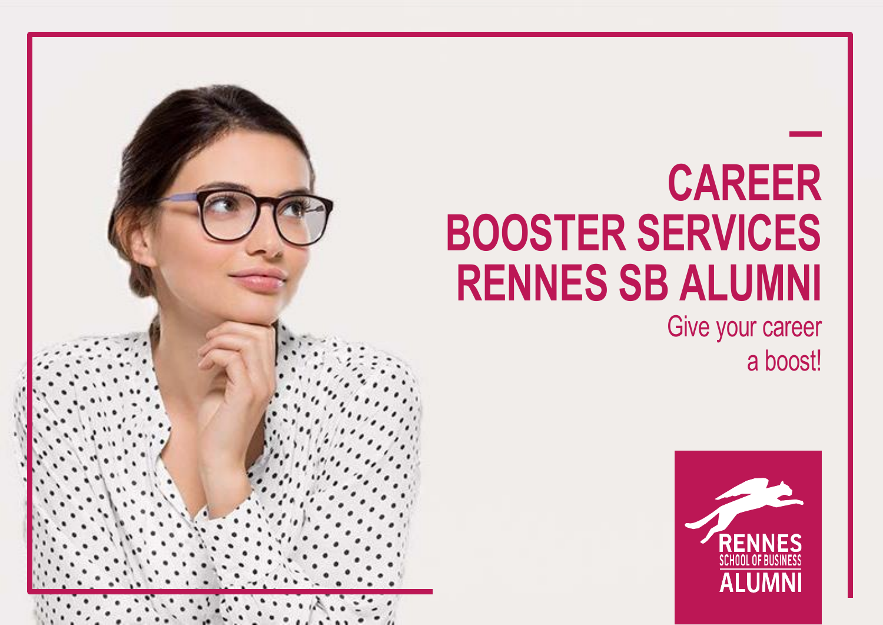# CAREER BOOSTER SERVICES RENNES SB ALUMNI

Give your career a boost!

RENNES SCHOOL OF BUSINESS ALUMNI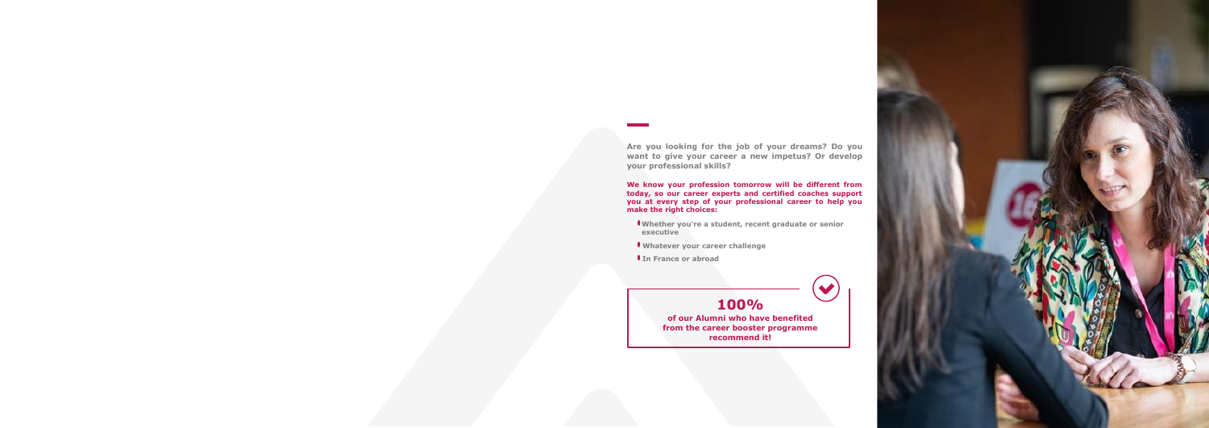**Are you looking for the job of your dreams? Do you want to give your career a new impetus? Or develop your professional skills?**

**We know your profession tomorrow will be different from today, so our career experts and certified coaches support you at every step of your professional career to help you make the right choices:**

- **Whether you're a student, recent graduate or senior executive**
- **Whatever your career challenge**
- **In France or abroad**

**100%**

**of our Alumni who have benefited from the career booster programme recommend it!**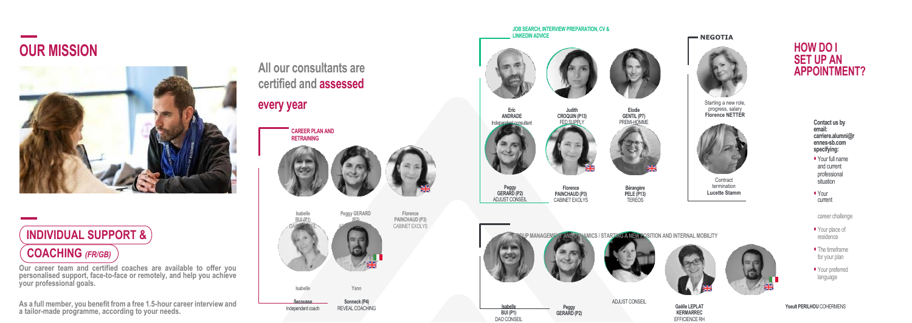# OUR MISSION

## INDIVIDUAL SUPPORT & COACHING *(FR/GB)*

**Our career team and certified coaches are available to offer you personalised support, face-to-face or remotely, and help you achieve your professional goals.**

**As a full member, you benefit from a free 1.5-hour career interview and a tailor-made programme, according to your needs.**

## All our consultants are certified and **assessed** every year

### CAREER PLAN AND RETRAINING

**Isabelle BUI (P1)** DAO CONSEIL

**Peggy GERARD (P2)** ADJUST CONSEIL

**Florence PAINCHAUD (P3)** CABINET EXOLYS

**Isabelle Secousse** Independent coach

**Yann Sonneck (P4)** REVEAL COACHING

### JOB SEARCH, INTERVIEW PREPARATION, CV & LINKEDIN ADVICE

**Eric ANDRADE** Independent consultant

**Judith CROQUIN (P13)** FED SUPPLY

**Elodie GENTIL (P7)** PREMI-HOMME

**Peggy GERARD (P2)** ADJUST CONSEIL

**Florence PAINCHAUD (P3)** CABINET EXOLYS

**Bérangère PELE (P13)** TEREOS

### NEGOTIA

Starting a new role, progress, salary **Florence NETTER**

Contract termination **Lucette Stamm**

### GROUP MANAGEMENT AND DYNAMICS / STARTING A NEW POSITION AND INTERNAL MOBILITY

**Isabelle BUI (P1)** DAO CONSEIL

**Peggy GERARD (P2)** ADJUST CONSEIL

**Gaëlle LEPLAT KERMARREC** EFFICIENCE RH

**Yseult PERILHOU** COHERMENS

## HOW DO I SET UP AN APPOINTMENT?

**Contact us by email: carriere.alumni@rennes-sb.com specifying:**

- Your full name and current professional situation
- Your current career challenge
- Your place of residence
- The timeframe for your plan
- Your preferred language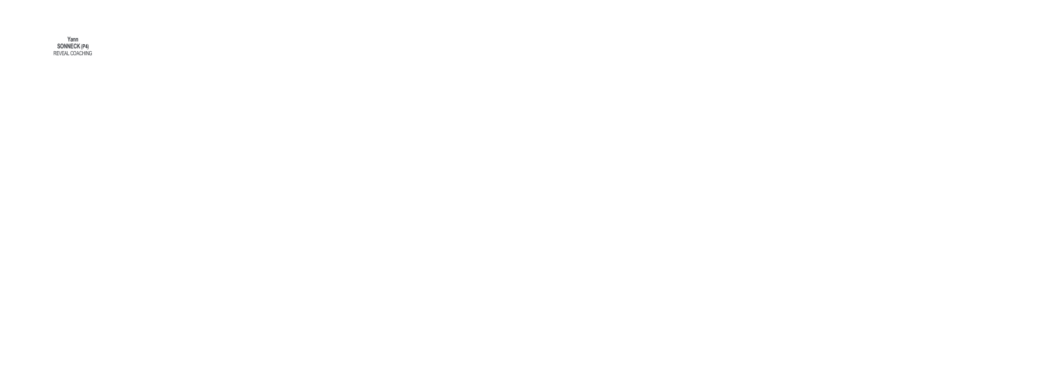**Yann**
**SONNECK (P4)**
REVEAL COACHING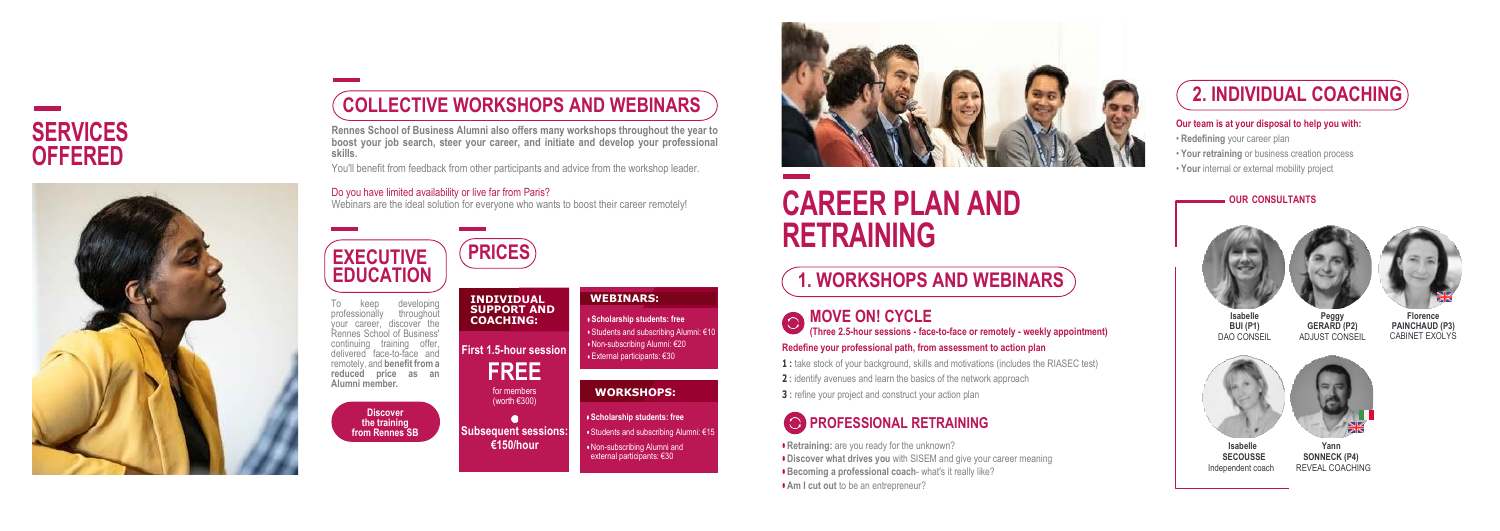# SERVICES OFFERED

## COLLECTIVE WORKSHOPS AND WEBINARS

**Rennes School of Business Alumni also offers many workshops throughout the year to boost your job search, steer your career, and initiate and develop your professional skills.**

You'll benefit from feedback from other participants and advice from the workshop leader.

Do you have limited availability or live far from Paris?

Webinars are the ideal solution for everyone who wants to boost their career remotely!

## EXECUTIVE EDUCATION

To keep developing professionally throughout your career, discover the Rennes School of Business' continuing training offer, delivered face-to-face and remotely, and **benefit from a reduced price as an Alumni member.**

**Discover the training from Rennes SB**

## PRICES

**INDIVIDUAL SUPPORT AND COACHING:**

**First 1.5-hour session**

**FREE**

for members (worth €300)

**Subsequent sessions: €150/hour**

**WEBINARS:**

- **Scholarship students: free**
- Students and subscribing Alumni: €10
- Non-subscribing Alumni: €20
- External participants: €30

**WORKSHOPS:**

- **Scholarship students: free**
- Students and subscribing Alumni: €15
- Non-subscribing Alumni and external participants: €30

# CAREER PLAN AND RETRAINING

## 1. WORKSHOPS AND WEBINARS

### MOVE ON! CYCLE

**(Three 2.5-hour sessions - face-to-face or remotely - weekly appointment)**

**Redefine your professional path, from assessment to action plan**

**1 :** take stock of your background, skills and motivations (includes the RIASEC test)

**2 :** identify avenues and learn the basics of the network approach

**3 :** refine your project and construct your action plan

### PROFESSIONAL RETRAINING

- **Retraining:** are you ready for the unknown?
- **Discover what drives you** with SISEM and give your career meaning
- **Becoming a professional coach**- what's it really like?
- **Am I cut out** to be an entrepreneur?

## 2. INDIVIDUAL COACHING

**Our team is at your disposal to help you with:**

- **Redefining** your career plan
- **Your retraining** or business creation process
- **Your** internal or external mobility project

**OUR CONSULTANTS**

**Isabelle BUI (P1)**
DAO CONSEIL

**Peggy GERARD (P2)**
ADJUST CONSEIL

**Florence PAINCHAUD (P3)**
CABINET EXOLYS

**Isabelle SECOUSSE**
Independent coach

**Yann SONNECK (P4)**
REVEAL COACHING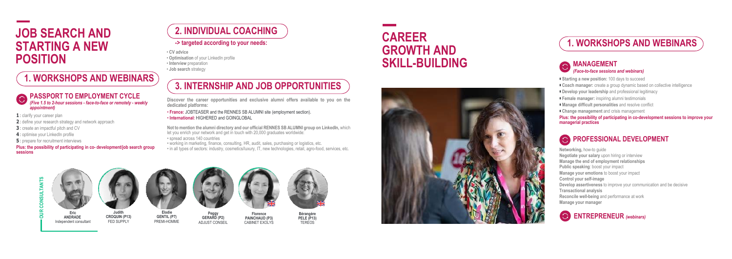# JOB SEARCH AND STARTING A NEW POSITION

## 1. WORKSHOPS AND WEBINARS

### PASSPORT TO EMPLOYMENT CYCLE

*(Five 1.5 to 2-hour sessions - face-to-face or remotely - weekly appointment)*

- **1 :** clarify your career plan
- **2 :** define your research strategy and network approach
- **3 :** create an impactful pitch and CV
- **4 :** optimise your LinkedIn profile
- **5 :** prepare for recruitment interviews

**Plus: the possibility of participating in co- development/job search group sessions**

## 2. INDIVIDUAL COACHING

**-> targeted according to your needs:**

- **CV advice**
- **Optimisation** of your LinkedIn profile
- **Interview** preparation
- **Job search** strategy

## 3. INTERNSHIP AND JOB OPPORTUNITIES

**Discover the career opportunities and exclusive alumni offers available to you on the dedicated platforms:**

- **France:** JOBTEASER and the RENNES SB ALUMNI site (employment section).
- **International:** HIGHERED and GOINGLOBAL

**Not to mention the alumni directory and our official RENNES SB ALUMNI group on LinkedIn,** which let you enrich your network and get in touch with 20,000 graduates worldwide:

- spread across 140 countries
- working in marketing, finance, consulting, HR, audit, sales, purchasing or logistics, etc.
- in all types of sectors: industry, cosmetics/luxury, IT, new technologies, retail, agro-food, services, etc.

**OUR CONSULTANTS**

- **Eric ANDRADE** Independent consultant
- **Judith CROQUIN (P13)** FED SUPPLY
- **Elodie GENTIL (P7)** PREMI-HOMME
- **Peggy GERARD (P2)** ADJUST CONSEIL
- **Florence PAINCHAUD (P3)** CABINET EXOLYS
- **Bérangère PELE (P13)** TEREOS

# CAREER GROWTH AND SKILL-BUILDING

## 1. WORKSHOPS AND WEBINARS

### MANAGEMENT

*(Face-to-face sessions and webinars)*

- **Starting a new position:** 100 days to succeed
- **Coach manager:** create a group dynamic based on collective intelligence
- **Develop your leadership** and professional legitimacy
- **Female manager:** inspiring alumni testimonials
- **Manage difficult personalities** and resolve conflict
- **Change management** and crisis management

**Plus: the possibility of participating in co-development sessions to improve your managerial practices**

### PROFESSIONAL DEVELOPMENT

**Networking,** how-to guide
**Negotiate your salary** upon hiring or interview
**Manage the end of employment relationships**
**Public speaking**: boost your impact
**Manage your emotions** to boost your impact
**Control your self-image**
**Develop assertiveness** to improve your communication and be decisive
**Transactional analysis**
**Reconcile well-being** and performance at work
**Manage your manager**

### ENTREPRENEUR *(webinars)*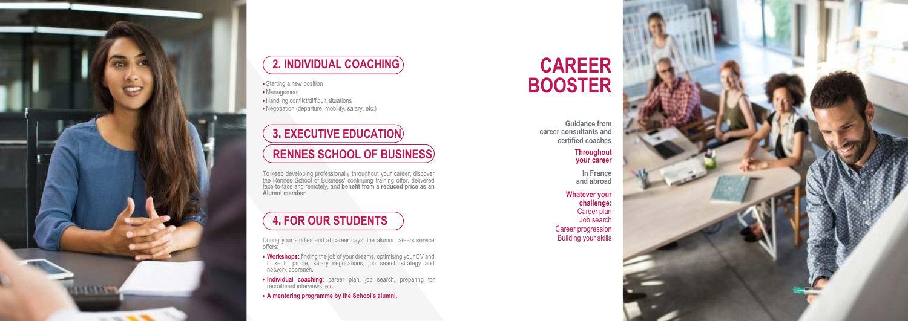## 2. INDIVIDUAL COACHING

- Starting a new position
- Management
- Handling conflict/difficult situations
- Negotiation (departure, mobility, salary, etc.)

## 3. EXECUTIVE EDUCATION

## RENNES SCHOOL OF BUSINESS

To keep developing professionally throughout your career, discover the Rennes School of Business' continuing training offer, delivered face-to-face and remotely, and **benefit from a reduced price as an Alumni member.**

## 4. FOR OUR STUDENTS

During your studies and at career days, the alumni careers service offers:

- **Workshops:** finding the job of your dreams, optimising your CV and LinkedIn profile, salary negotiations, job search strategy and network approach.
- **Individual coaching**: career plan, job search, preparing for recruitment interviews, etc.
- **A mentoring programme by the School's alumni.**

# CAREER BOOSTER

**Guidance from career consultants and certified coaches**

**Throughout your career**

**In France and abroad**

**Whatever your challenge:**
Career plan
Job search
Career progression
Building your skills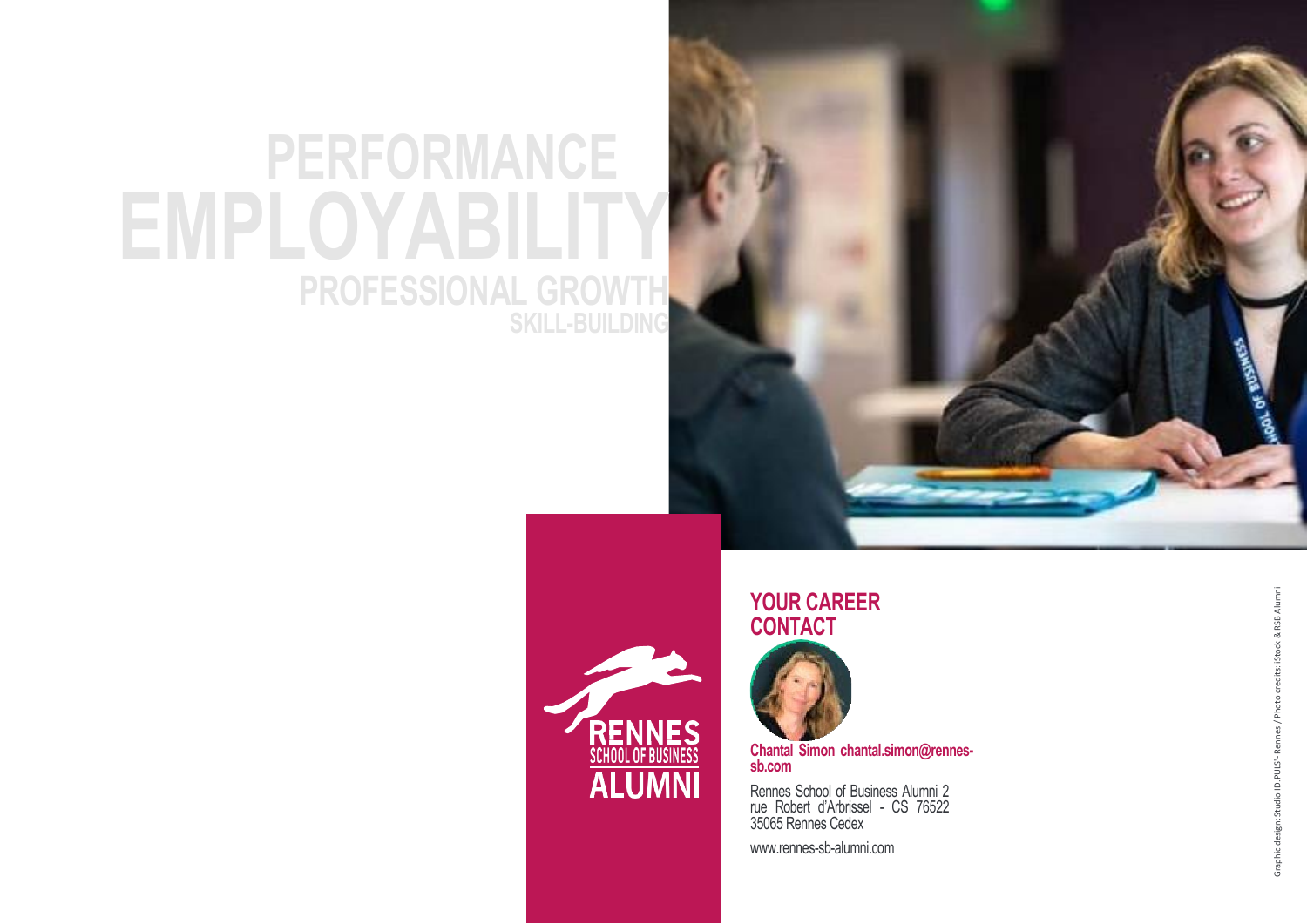PERFORMANCE
EMPLOYABILITY
PROFESSIONAL GROWTH
SKILL-BUILDING

RENNES SCHOOL OF BUSINESS ALUMNI

## YOUR CAREER CONTACT

**Chantal Simon chantal.simon@rennes-sb.com**

Rennes School of Business Alumni 2 rue Robert d'Arbrissel - CS 76522
35065 Rennes Cedex

www.rennes-sb-alumni.com

Graphic design: Studio ID.PULS'- Rennes / Photo credits: iStock & RSB Alumni